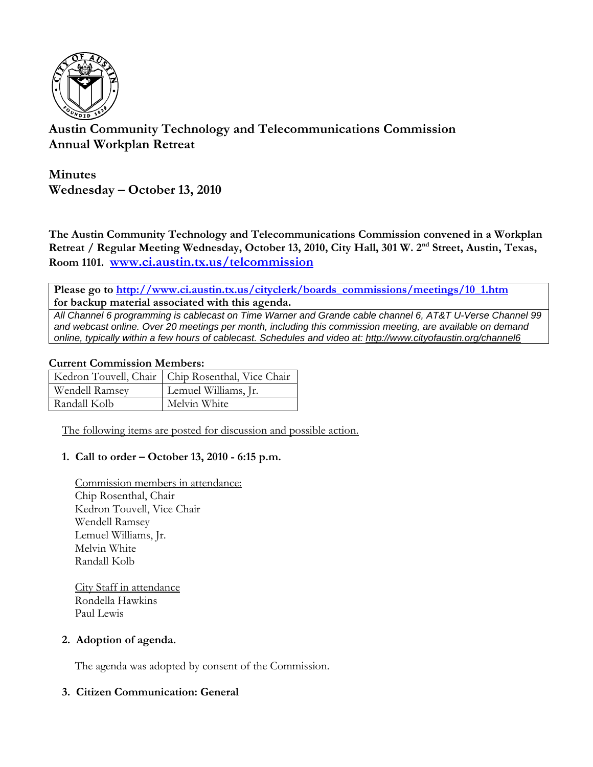# Austin Community Technology and Telecommunications Commission
# Annual Workplan Retreat

## Minutes
## Wednesday – October 13, 2010

**The Austin Community Technology and Telecommunications Commission convened in a Workplan Retreat / Regular Meeting Wednesday, October 13, 2010, City Hall, 301 W. 2nd Street, Austin, Texas, Room 1101. www.ci.austin.tx.us/telcommission**

| **Please go to http://www.ci.austin.tx.us/cityclerk/boards_commissions/meetings/10_1.htm for backup material associated with this agenda.** |
|---|
| *All Channel 6 programming is cablecast on Time Warner and Grande cable channel 6, AT&T U-Verse Channel 99 and webcast online. Over 20 meetings per month, including this commission meeting, are available on demand online, typically within a few hours of cablecast. Schedules and video at: http://www.cityofaustin.org/channel6* |

**Current Commission Members:**

| | |
|---|---|
| Kedron Touvell, Chair | Chip Rosenthal, Vice Chair |
| Wendell Ramsey | Lemuel Williams, Jr. |
| Randall Kolb | Melvin White |

The following items are posted for discussion and possible action.

1. **Call to order – October 13, 2010 - 6:15 p.m.**

   Commission members in attendance:
   Chip Rosenthal, Chair
   Kedron Touvell, Vice Chair
   Wendell Ramsey
   Lemuel Williams, Jr.
   Melvin White
   Randall Kolb

   City Staff in attendance
   Rondella Hawkins
   Paul Lewis

2. **Adoption of agenda.**

   The agenda was adopted by consent of the Commission.

3. **Citizen Communication: General**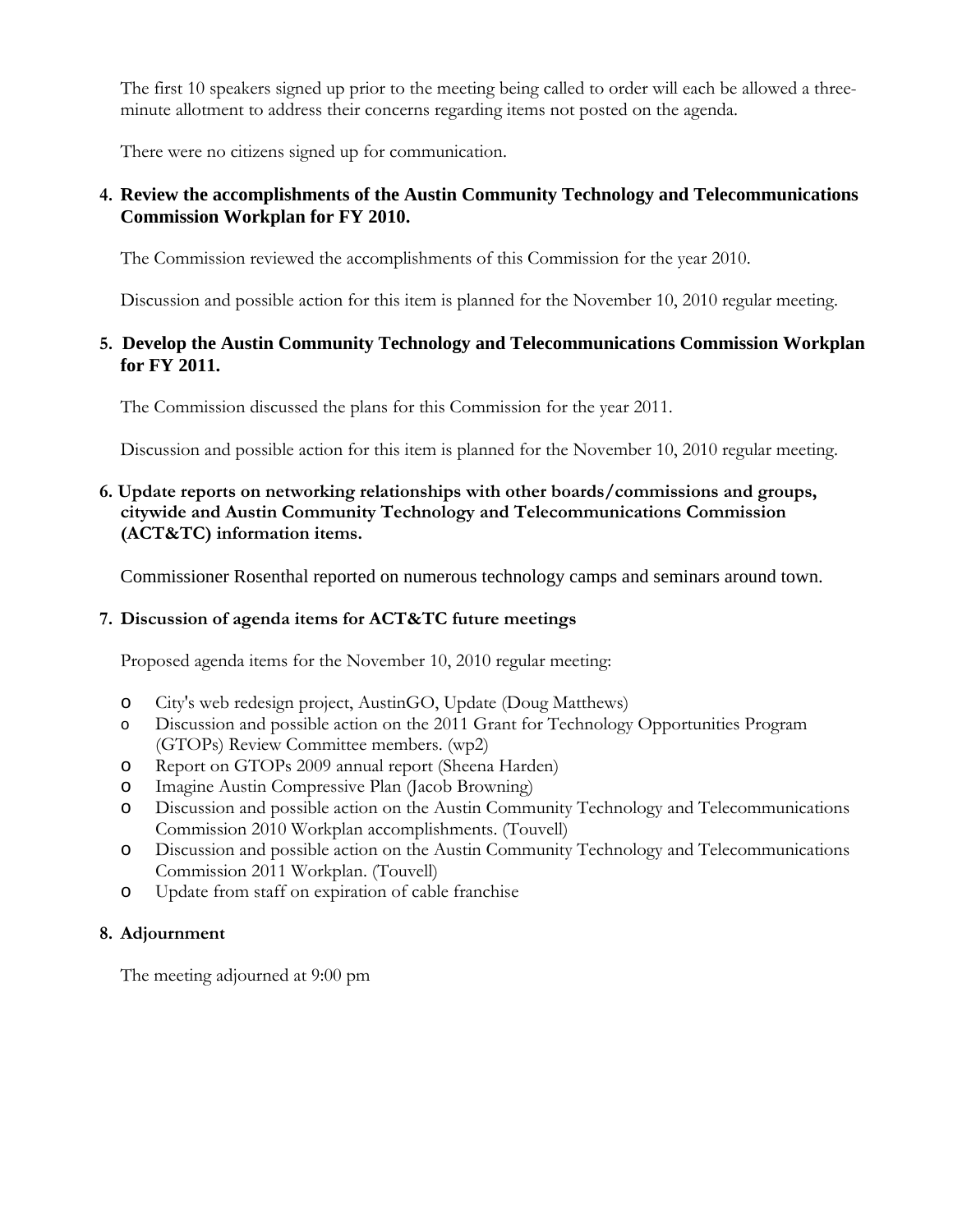The first 10 speakers signed up prior to the meeting being called to order will each be allowed a three-minute allotment to address their concerns regarding items not posted on the agenda.

There were no citizens signed up for communication.

**4. Review the accomplishments of the Austin Community Technology and Telecommunications Commission Workplan for FY 2010.**

The Commission reviewed the accomplishments of this Commission for the year 2010.

Discussion and possible action for this item is planned for the November 10, 2010 regular meeting.

**5. Develop the Austin Community Technology and Telecommunications Commission Workplan for FY 2011.**

The Commission discussed the plans for this Commission for the year 2011.

Discussion and possible action for this item is planned for the November 10, 2010 regular meeting.

**6. Update reports on networking relationships with other boards/commissions and groups, citywide and Austin Community Technology and Telecommunications Commission (ACT&TC) information items.**

Commissioner Rosenthal reported on numerous technology camps and seminars around town.

**7. Discussion of agenda items for ACT&TC future meetings**

Proposed agenda items for the November 10, 2010 regular meeting:

- City's web redesign project, AustinGO, Update (Doug Matthews)
- Discussion and possible action on the 2011 Grant for Technology Opportunities Program (GTOPs) Review Committee members. (wp2)
- Report on GTOPs 2009 annual report (Sheena Harden)
- Imagine Austin Compressive Plan (Jacob Browning)
- Discussion and possible action on the Austin Community Technology and Telecommunications Commission 2010 Workplan accomplishments. (Touvell)
- Discussion and possible action on the Austin Community Technology and Telecommunications Commission 2011 Workplan. (Touvell)
- Update from staff on expiration of cable franchise

**8. Adjournment**

The meeting adjourned at 9:00 pm